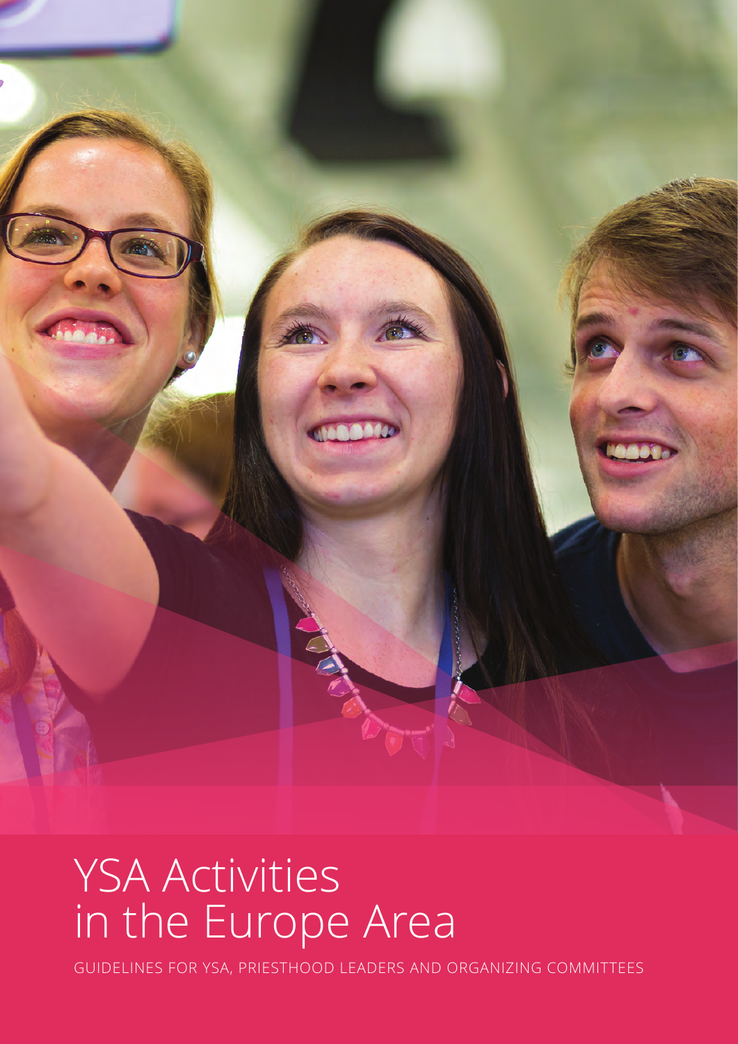# YSA Activities in the Europe Area

GUIDELINES FOR YSA, PRIESTHOOD LEADERS AND ORGANIZING COMMITTEES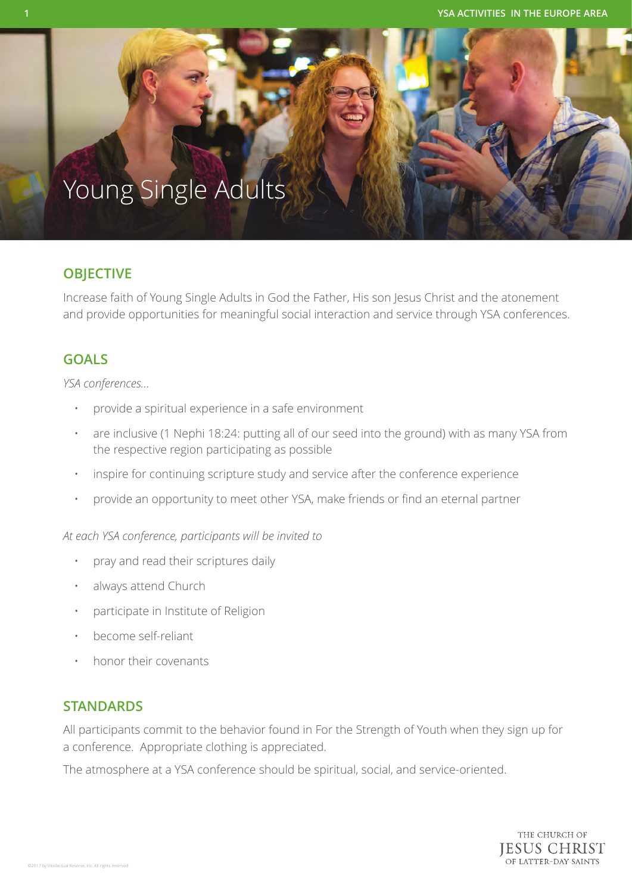# Young Single Adults

## OBJECTIVE

Increase faith of Young Single Adults in God the Father, His son Jesus Christ and the atonement and provide opportunities for meaningful social interaction and service through YSA conferences.

## GOALS

*YSA conferences...*

- provide a spiritual experience in a safe environment
- are inclusive (1 Nephi 18:24: putting all of our seed into the ground) with as many YSA from the respective region participating as possible
- inspire for continuing scripture study and service after the conference experience
- provide an opportunity to meet other YSA, make friends or find an eternal partner

*At each YSA conference, participants will be invited to*

- pray and read their scriptures daily
- always attend Church
- participate in Institute of Religion
- become self-reliant
- honor their covenants

## STANDARDS

All participants commit to the behavior found in For the Strength of Youth when they sign up for a conference. Appropriate clothing is appreciated.

The atmosphere at a YSA conference should be spiritual, social, and service-oriented.

©2017 by Intellectual Reserve, Inc. All rights reserved.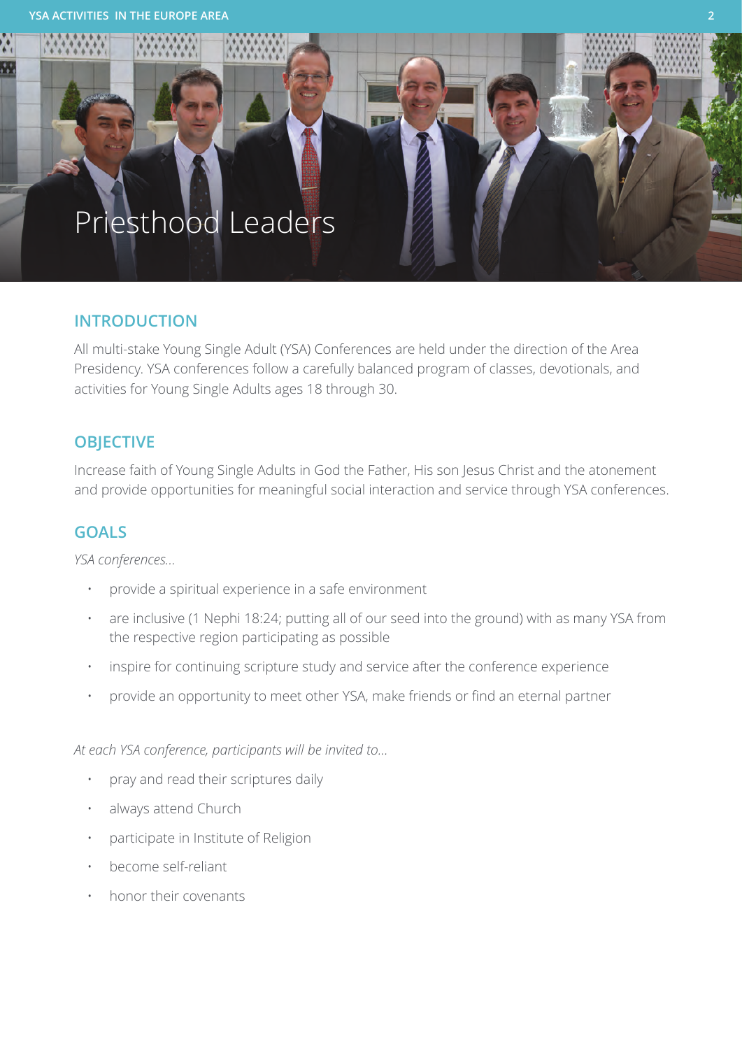# Priesthood Leaders

## INTRODUCTION

All multi-stake Young Single Adult (YSA) Conferences are held under the direction of the Area Presidency. YSA conferences follow a carefully balanced program of classes, devotionals, and activities for Young Single Adults ages 18 through 30.

## OBJECTIVE

Increase faith of Young Single Adults in God the Father, His son Jesus Christ and the atonement and provide opportunities for meaningful social interaction and service through YSA conferences.

## GOALS

*YSA conferences...*

- provide a spiritual experience in a safe environment
- are inclusive (1 Nephi 18:24; putting all of our seed into the ground) with as many YSA from the respective region participating as possible
- inspire for continuing scripture study and service after the conference experience
- provide an opportunity to meet other YSA, make friends or find an eternal partner

*At each YSA conference, participants will be invited to...*

- pray and read their scriptures daily
- always attend Church
- participate in Institute of Religion
- become self-reliant
- honor their covenants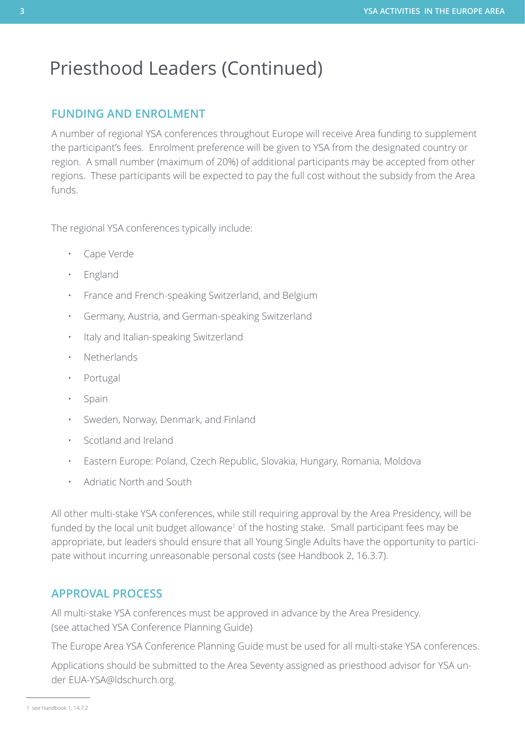# Priesthood Leaders (Continued)

## FUNDING AND ENROLMENT

A number of regional YSA conferences throughout Europe will receive Area funding to supplement the participant's fees. Enrolment preference will be given to YSA from the designated country or region. A small number (maximum of 20%) of additional participants may be accepted from other regions. These participants will be expected to pay the full cost without the subsidy from the Area funds.

The regional YSA conferences typically include:

- Cape Verde
- England
- France and French-speaking Switzerland, and Belgium
- Germany, Austria, and German-speaking Switzerland
- Italy and Italian-speaking Switzerland
- Netherlands
- Portugal
- Spain
- Sweden, Norway, Denmark, and Finland
- Scotland and Ireland
- Eastern Europe: Poland, Czech Republic, Slovakia, Hungary, Romania, Moldova
- Adriatic North and South

All other multi-stake YSA conferences, while still requiring approval by the Area Presidency, will be funded by the local unit budget allowance[1] of the hosting stake. Small participant fees may be appropriate, but leaders should ensure that all Young Single Adults have the opportunity to participate without incurring unreasonable personal costs (see Handbook 2, 16.3.7).

## APPROVAL PROCESS

All multi-stake YSA conferences must be approved in advance by the Area Presidency. (see attached YSA Conference Planning Guide)

The Europe Area YSA Conference Planning Guide must be used for all multi-stake YSA conferences.

Applications should be submitted to the Area Seventy assigned as priesthood advisor for YSA under EUA-YSA@ldschurch.org.

---

[1] see Handbook 1, 14.7.2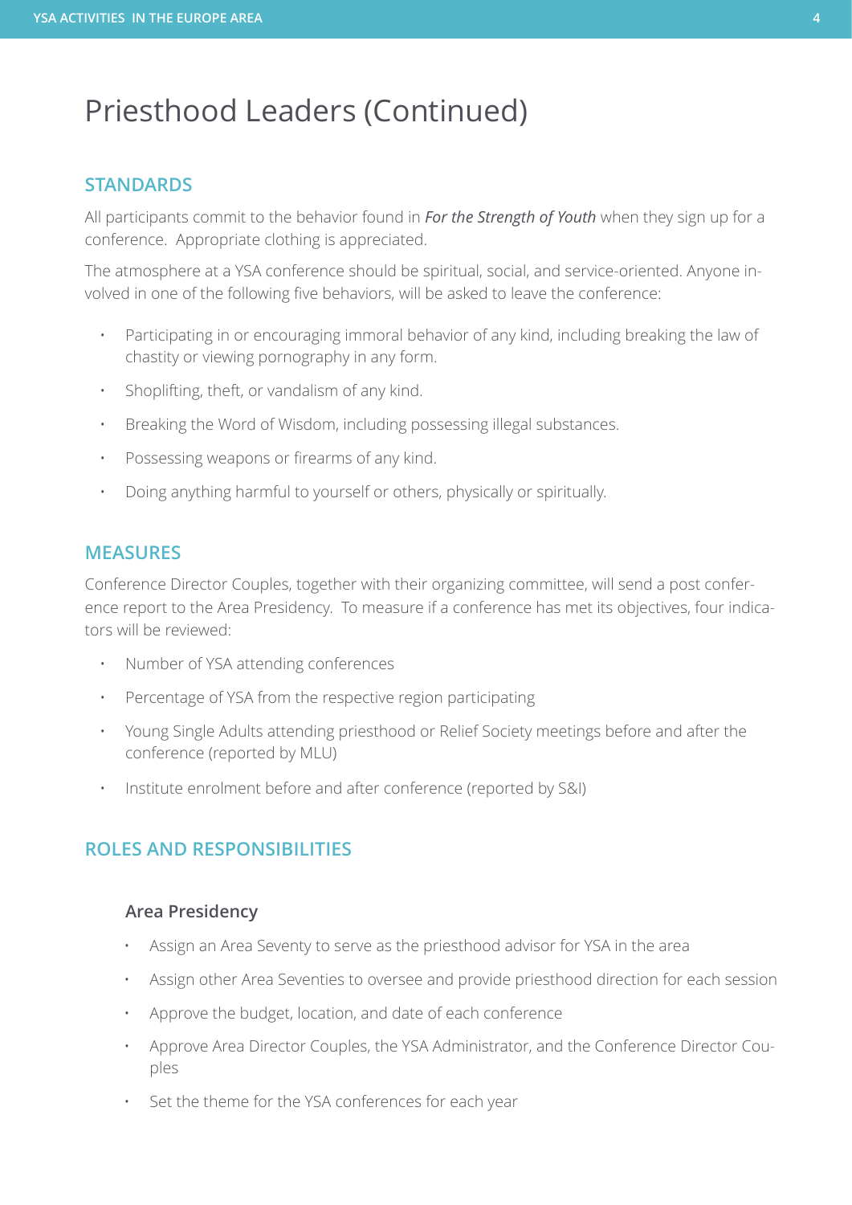# Priesthood Leaders (Continued)

## STANDARDS

All participants commit to the behavior found in ***For the Strength of Youth*** when they sign up for a conference. Appropriate clothing is appreciated.

The atmosphere at a YSA conference should be spiritual, social, and service-oriented. Anyone involved in one of the following five behaviors, will be asked to leave the conference:

- Participating in or encouraging immoral behavior of any kind, including breaking the law of chastity or viewing pornography in any form.
- Shoplifting, theft, or vandalism of any kind.
- Breaking the Word of Wisdom, including possessing illegal substances.
- Possessing weapons or firearms of any kind.
- Doing anything harmful to yourself or others, physically or spiritually.

## MEASURES

Conference Director Couples, together with their organizing committee, will send a post conference report to the Area Presidency. To measure if a conference has met its objectives, four indicators will be reviewed:

- Number of YSA attending conferences
- Percentage of YSA from the respective region participating
- Young Single Adults attending priesthood or Relief Society meetings before and after the conference (reported by MLU)
- Institute enrolment before and after conference (reported by S&I)

## ROLES AND RESPONSIBILITIES

### Area Presidency

- Assign an Area Seventy to serve as the priesthood advisor for YSA in the area
- Assign other Area Seventies to oversee and provide priesthood direction for each session
- Approve the budget, location, and date of each conference
- Approve Area Director Couples, the YSA Administrator, and the Conference Director Couples
- Set the theme for the YSA conferences for each year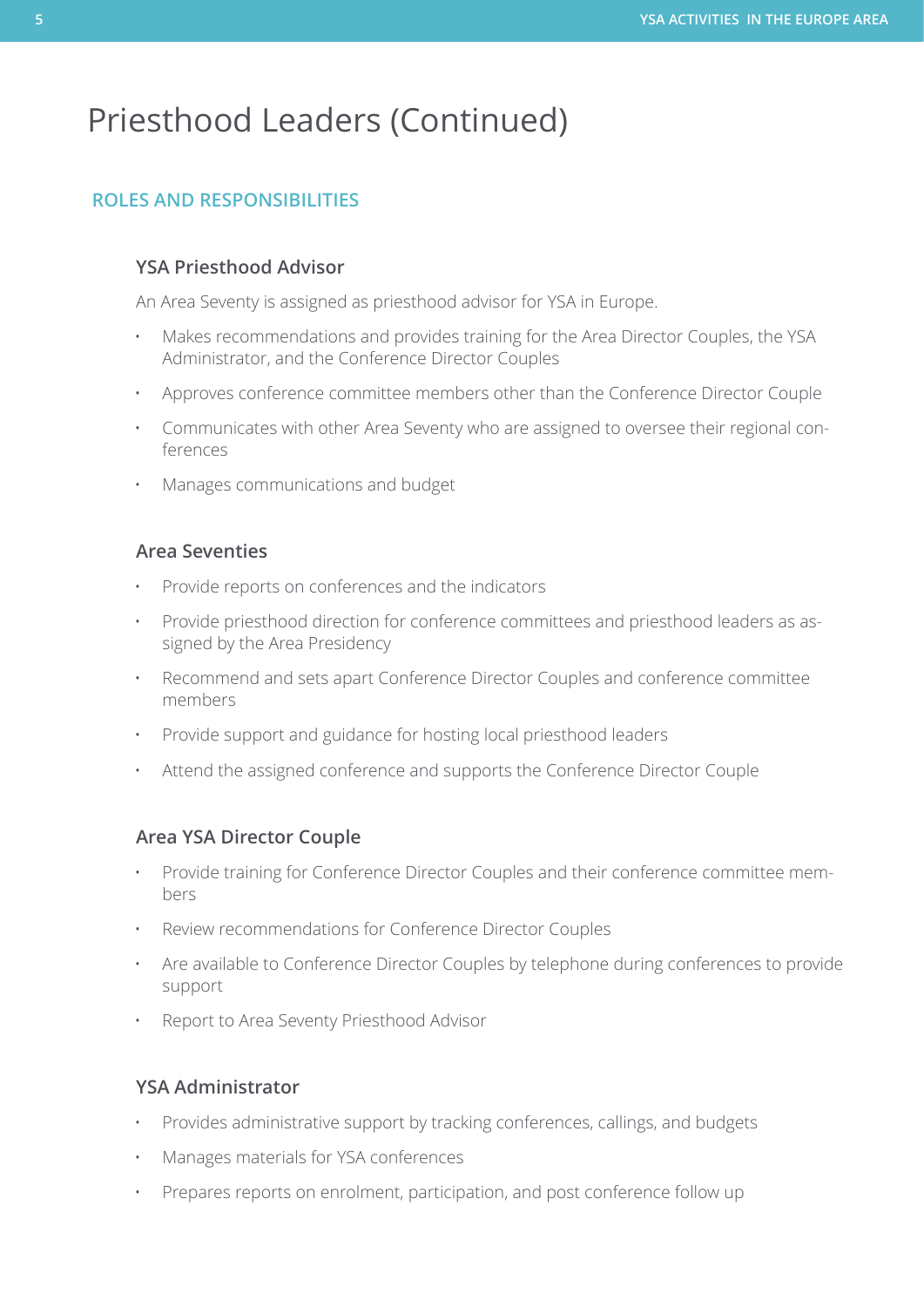# Priesthood Leaders (Continued)

## ROLES AND RESPONSIBILITIES

### YSA Priesthood Advisor

An Area Seventy is assigned as priesthood advisor for YSA in Europe.

- Makes recommendations and provides training for the Area Director Couples, the YSA Administrator, and the Conference Director Couples
- Approves conference committee members other than the Conference Director Couple
- Communicates with other Area Seventy who are assigned to oversee their regional conferences
- Manages communications and budget

### Area Seventies

- Provide reports on conferences and the indicators
- Provide priesthood direction for conference committees and priesthood leaders as assigned by the Area Presidency
- Recommend and sets apart Conference Director Couples and conference committee members
- Provide support and guidance for hosting local priesthood leaders
- Attend the assigned conference and supports the Conference Director Couple

### Area YSA Director Couple

- Provide training for Conference Director Couples and their conference committee members
- Review recommendations for Conference Director Couples
- Are available to Conference Director Couples by telephone during conferences to provide support
- Report to Area Seventy Priesthood Advisor

### YSA Administrator

- Provides administrative support by tracking conferences, callings, and budgets
- Manages materials for YSA conferences
- Prepares reports on enrolment, participation, and post conference follow up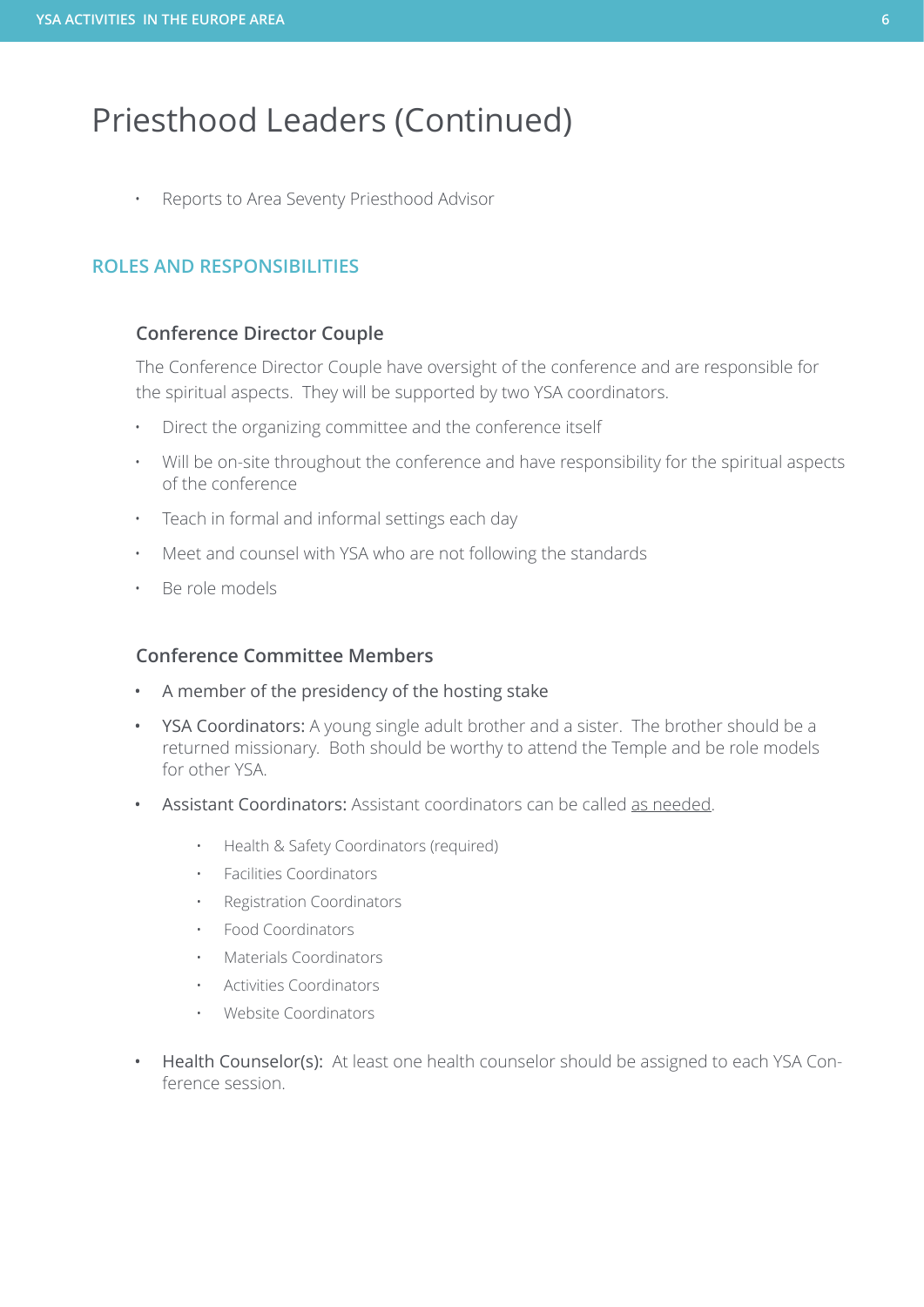# Priesthood Leaders (Continued)

- Reports to Area Seventy Priesthood Advisor

## ROLES AND RESPONSIBILITIES

### Conference Director Couple

The Conference Director Couple have oversight of the conference and are responsible for the spiritual aspects. They will be supported by two YSA coordinators.

- Direct the organizing committee and the conference itself
- Will be on-site throughout the conference and have responsibility for the spiritual aspects of the conference
- Teach in formal and informal settings each day
- Meet and counsel with YSA who are not following the standards
- Be role models

### Conference Committee Members

- A member of the presidency of the hosting stake
- YSA Coordinators: A young single adult brother and a sister. The brother should be a returned missionary. Both should be worthy to attend the Temple and be role models for other YSA.
- Assistant Coordinators: Assistant coordinators can be called as needed.
    - Health & Safety Coordinators (required)
    - Facilities Coordinators
    - Registration Coordinators
    - Food Coordinators
    - Materials Coordinators
    - Activities Coordinators
    - Website Coordinators
- Health Counselor(s): At least one health counselor should be assigned to each YSA Conference session.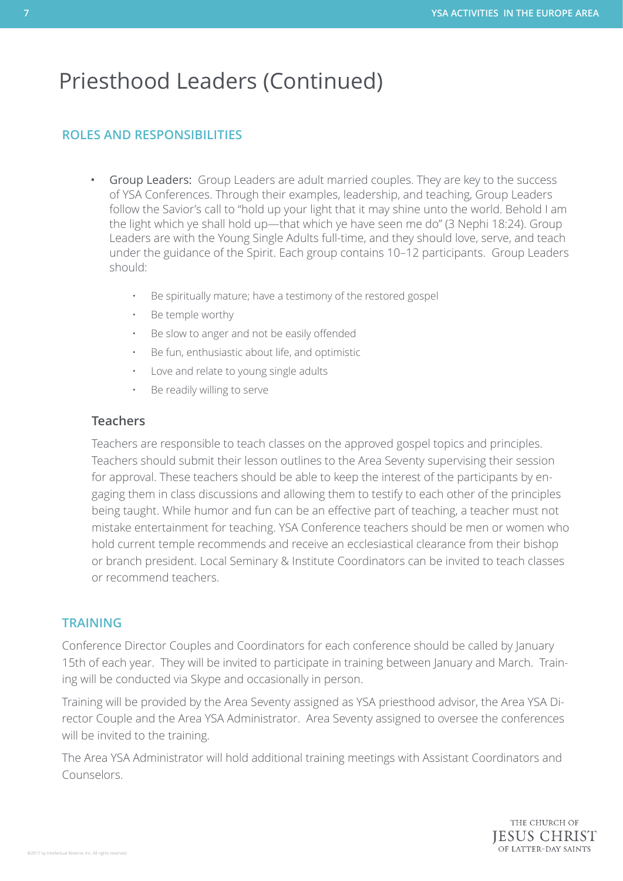# Priesthood Leaders (Continued)

## ROLES AND RESPONSIBILITIES

- Group Leaders: Group Leaders are adult married couples. They are key to the success of YSA Conferences. Through their examples, leadership, and teaching, Group Leaders follow the Savior's call to "hold up your light that it may shine unto the world. Behold I am the light which ye shall hold up—that which ye have seen me do" (3 Nephi 18:24). Group Leaders are with the Young Single Adults full-time, and they should love, serve, and teach under the guidance of the Spirit. Each group contains 10–12 participants. Group Leaders should:
    - Be spiritually mature; have a testimony of the restored gospel
    - Be temple worthy
    - Be slow to anger and not be easily offended
    - Be fun, enthusiastic about life, and optimistic
    - Love and relate to young single adults
    - Be readily willing to serve

### Teachers

Teachers are responsible to teach classes on the approved gospel topics and principles. Teachers should submit their lesson outlines to the Area Seventy supervising their session for approval. These teachers should be able to keep the interest of the participants by engaging them in class discussions and allowing them to testify to each other of the principles being taught. While humor and fun can be an effective part of teaching, a teacher must not mistake entertainment for teaching. YSA Conference teachers should be men or women who hold current temple recommends and receive an ecclesiastical clearance from their bishop or branch president. Local Seminary & Institute Coordinators can be invited to teach classes or recommend teachers.

## TRAINING

Conference Director Couples and Coordinators for each conference should be called by January 15th of each year. They will be invited to participate in training between January and March. Training will be conducted via Skype and occasionally in person.

Training will be provided by the Area Seventy assigned as YSA priesthood advisor, the Area YSA Director Couple and the Area YSA Administrator. Area Seventy assigned to oversee the conferences will be invited to the training.

The Area YSA Administrator will hold additional training meetings with Assistant Coordinators and Counselors.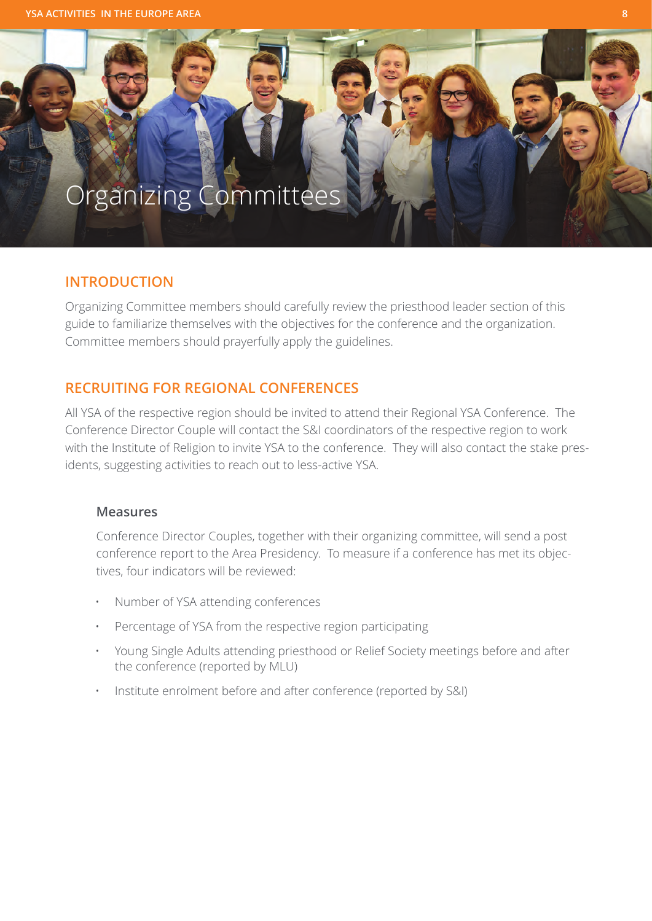# Organizing Committees

## INTRODUCTION

Organizing Committee members should carefully review the priesthood leader section of this guide to familiarize themselves with the objectives for the conference and the organization. Committee members should prayerfully apply the guidelines.

## RECRUITING FOR REGIONAL CONFERENCES

All YSA of the respective region should be invited to attend their Regional YSA Conference. The Conference Director Couple will contact the S&I coordinators of the respective region to work with the Institute of Religion to invite YSA to the conference. They will also contact the stake presidents, suggesting activities to reach out to less-active YSA.

### Measures

Conference Director Couples, together with their organizing committee, will send a post conference report to the Area Presidency. To measure if a conference has met its objectives, four indicators will be reviewed:

- Number of YSA attending conferences
- Percentage of YSA from the respective region participating
- Young Single Adults attending priesthood or Relief Society meetings before and after the conference (reported by MLU)
- Institute enrolment before and after conference (reported by S&I)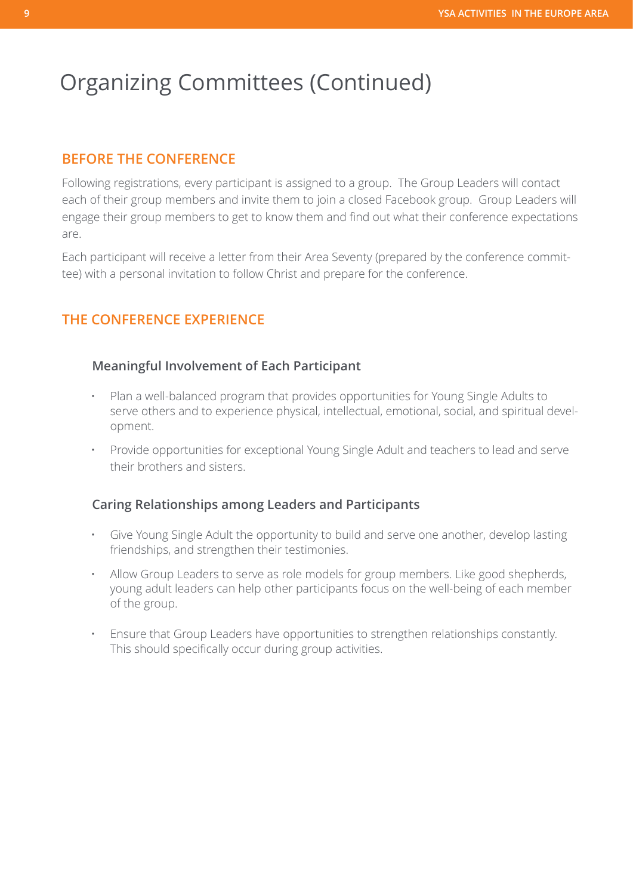# Organizing Committees (Continued)

## BEFORE THE CONFERENCE

Following registrations, every participant is assigned to a group. The Group Leaders will contact each of their group members and invite them to join a closed Facebook group. Group Leaders will engage their group members to get to know them and find out what their conference expectations are.

Each participant will receive a letter from their Area Seventy (prepared by the conference committee) with a personal invitation to follow Christ and prepare for the conference.

## THE CONFERENCE EXPERIENCE

### Meaningful Involvement of Each Participant

- Plan a well-balanced program that provides opportunities for Young Single Adults to serve others and to experience physical, intellectual, emotional, social, and spiritual development.
- Provide opportunities for exceptional Young Single Adult and teachers to lead and serve their brothers and sisters.

### Caring Relationships among Leaders and Participants

- Give Young Single Adult the opportunity to build and serve one another, develop lasting friendships, and strengthen their testimonies.
- Allow Group Leaders to serve as role models for group members. Like good shepherds, young adult leaders can help other participants focus on the well-being of each member of the group.
- Ensure that Group Leaders have opportunities to strengthen relationships constantly. This should specifically occur during group activities.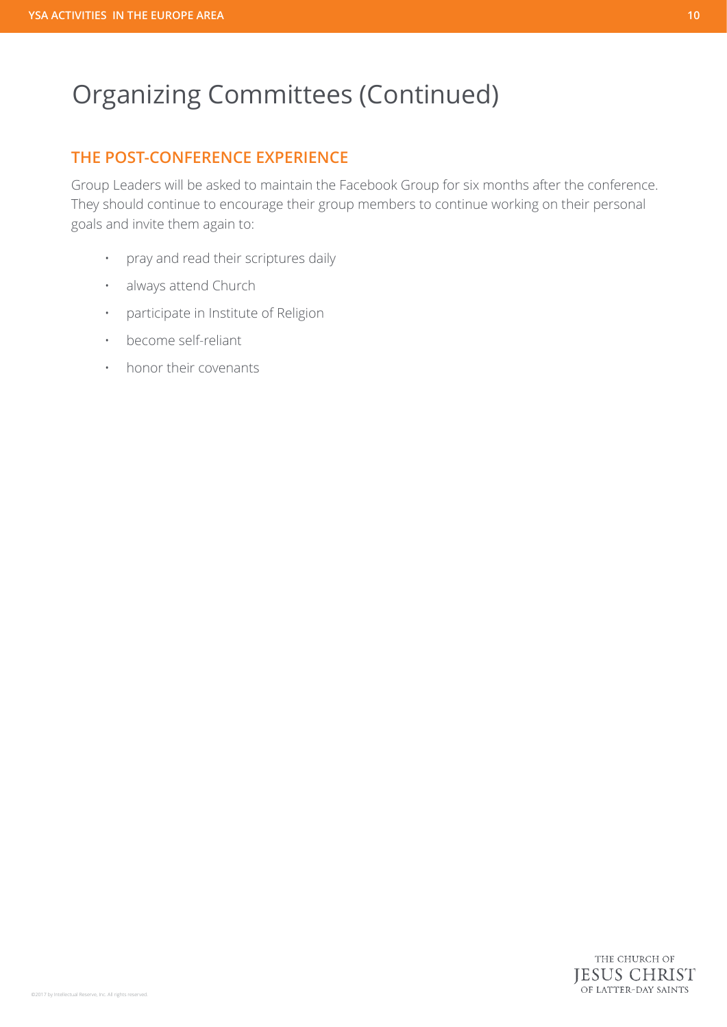# Organizing Committees (Continued)

## THE POST-CONFERENCE EXPERIENCE

Group Leaders will be asked to maintain the Facebook Group for six months after the conference. They should continue to encourage their group members to continue working on their personal goals and invite them again to:

- pray and read their scriptures daily
- always attend Church
- participate in Institute of Religion
- become self-reliant
- honor their covenants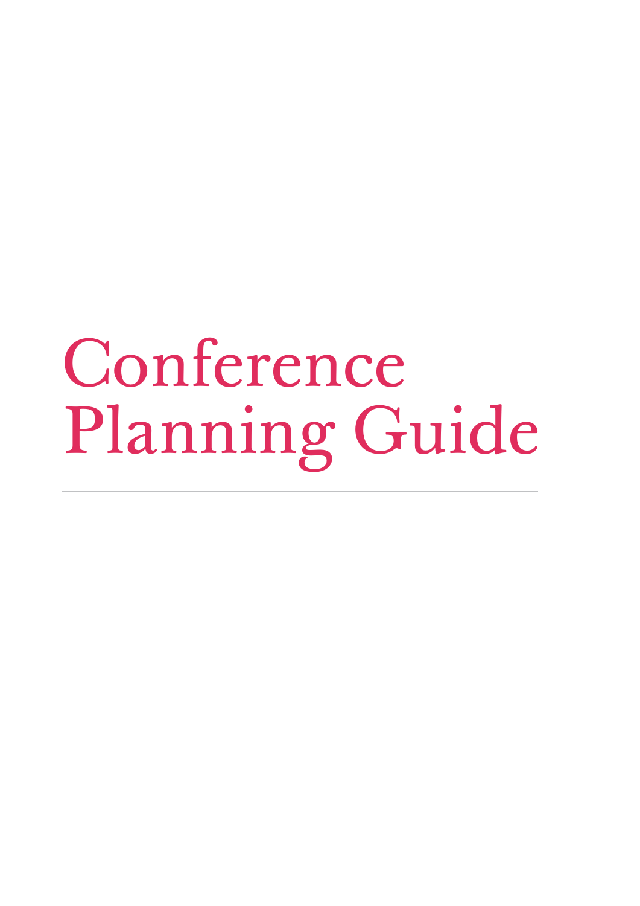# Conference Planning Guide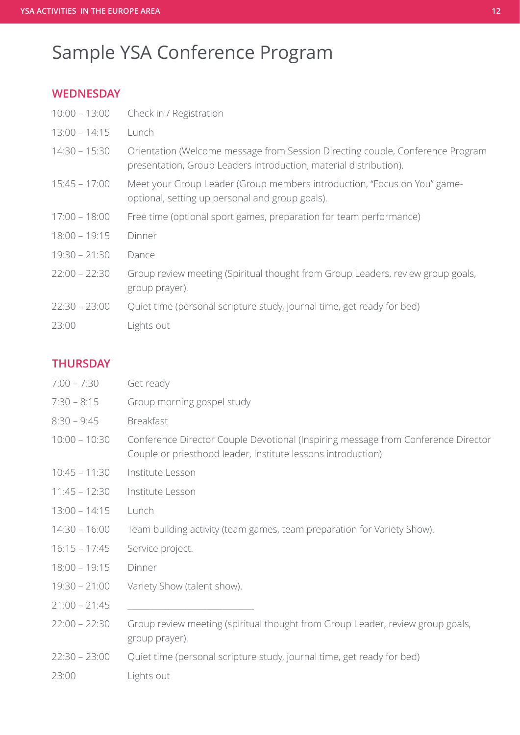# Sample YSA Conference Program

## WEDNESDAY

| | |
|---|---|
| 10:00 – 13:00 | Check in / Registration |
| 13:00 – 14:15 | Lunch |
| 14:30 – 15:30 | Orientation (Welcome message from Session Directing couple, Conference Program presentation, Group Leaders introduction, material distribution). |
| 15:45 – 17:00 | Meet your Group Leader (Group members introduction, "Focus on You" game-optional, setting up personal and group goals). |
| 17:00 – 18:00 | Free time (optional sport games, preparation for team performance) |
| 18:00 – 19:15 | Dinner |
| 19:30 – 21:30 | Dance |
| 22:00 – 22:30 | Group review meeting (Spiritual thought from Group Leaders, review group goals, group prayer). |
| 22:30 – 23:00 | Quiet time (personal scripture study, journal time, get ready for bed) |
| 23:00 | Lights out |

## THURSDAY

| | |
|---|---|
| 7:00 – 7:30 | Get ready |
| 7:30 – 8:15 | Group morning gospel study |
| 8:30 – 9:45 | Breakfast |
| 10:00 – 10:30 | Conference Director Couple Devotional (Inspiring message from Conference Director Couple or priesthood leader, Institute lessons introduction) |
| 10:45 – 11:30 | Institute Lesson |
| 11:45 – 12:30 | Institute Lesson |
| 13:00 – 14:15 | Lunch |
| 14:30 – 16:00 | Team building activity (team games, team preparation for Variety Show). |
| 16:15 – 17:45 | Service project. |
| 18:00 – 19:15 | Dinner |
| 19:30 – 21:00 | Variety Show (talent show). |
| 21:00 – 21:45 | ___________________________ |
| 22:00 – 22:30 | Group review meeting (spiritual thought from Group Leader, review group goals, group prayer). |
| 22:30 – 23:00 | Quiet time (personal scripture study, journal time, get ready for bed) |
| 23:00 | Lights out |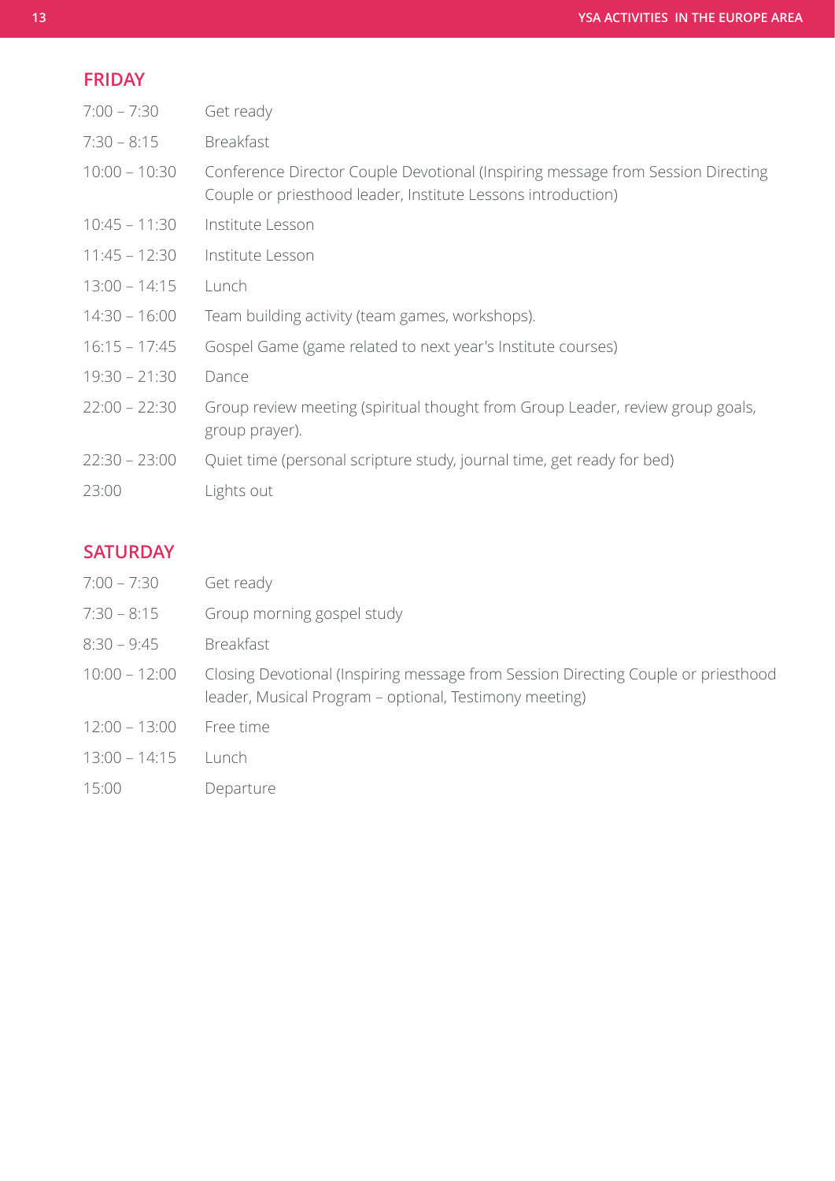## FRIDAY

| | |
|---|---|
| 7:00 – 7:30 | Get ready |
| 7:30 – 8:15 | Breakfast |
| 10:00 – 10:30 | Conference Director Couple Devotional (Inspiring message from Session Directing Couple or priesthood leader, Institute Lessons introduction) |
| 10:45 – 11:30 | Institute Lesson |
| 11:45 – 12:30 | Institute Lesson |
| 13:00 – 14:15 | Lunch |
| 14:30 – 16:00 | Team building activity (team games, workshops). |
| 16:15 – 17:45 | Gospel Game (game related to next year's Institute courses) |
| 19:30 – 21:30 | Dance |
| 22:00 – 22:30 | Group review meeting (spiritual thought from Group Leader, review group goals, group prayer). |
| 22:30 – 23:00 | Quiet time (personal scripture study, journal time, get ready for bed) |
| 23:00 | Lights out |

## SATURDAY

| | |
|---|---|
| 7:00 – 7:30 | Get ready |
| 7:30 – 8:15 | Group morning gospel study |
| 8:30 – 9:45 | Breakfast |
| 10:00 – 12:00 | Closing Devotional (Inspiring message from Session Directing Couple or priesthood leader, Musical Program – optional, Testimony meeting) |
| 12:00 – 13:00 | Free time |
| 13:00 – 14:15 | Lunch |
| 15:00 | Departure |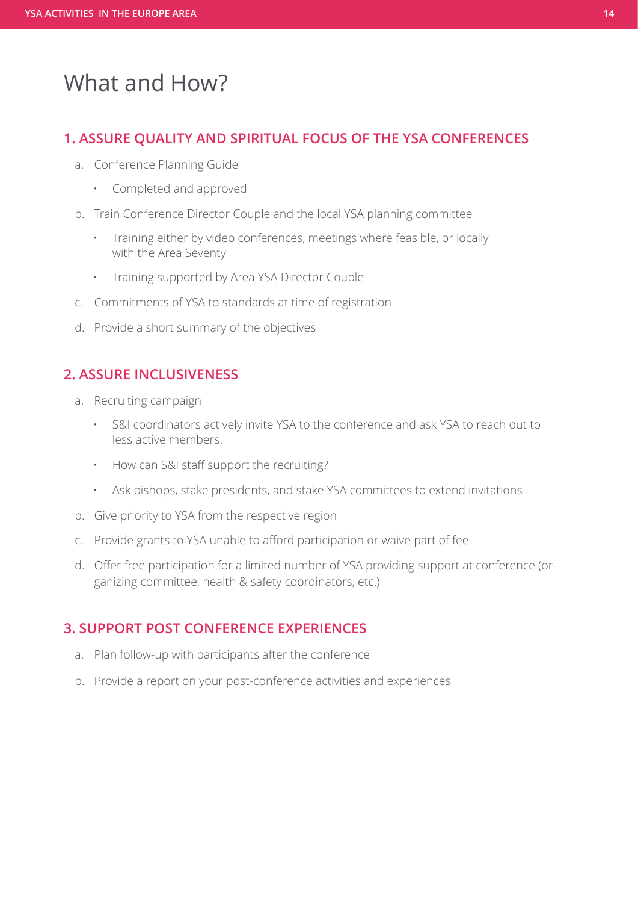# What and How?

## 1. ASSURE QUALITY AND SPIRITUAL FOCUS OF THE YSA CONFERENCES

a. Conference Planning Guide
   - Completed and approved

b. Train Conference Director Couple and the local YSA planning committee
   - Training either by video conferences, meetings where feasible, or locally with the Area Seventy
   - Training supported by Area YSA Director Couple

c. Commitments of YSA to standards at time of registration

d. Provide a short summary of the objectives

## 2. ASSURE INCLUSIVENESS

a. Recruiting campaign
   - S&I coordinators actively invite YSA to the conference and ask YSA to reach out to less active members.
   - How can S&I staff support the recruiting?
   - Ask bishops, stake presidents, and stake YSA committees to extend invitations

b. Give priority to YSA from the respective region

c. Provide grants to YSA unable to afford participation or waive part of fee

d. Offer free participation for a limited number of YSA providing support at conference (organizing committee, health & safety coordinators, etc.)

## 3. SUPPORT POST CONFERENCE EXPERIENCES

a. Plan follow-up with participants after the conference

b. Provide a report on your post-conference activities and experiences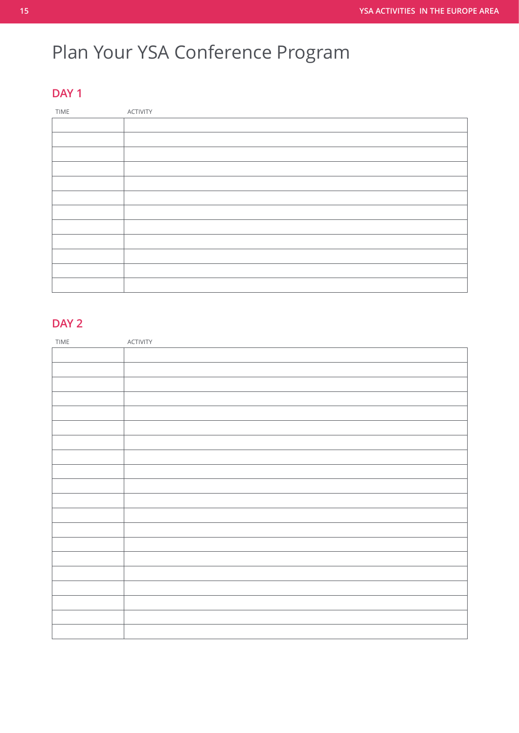# Plan Your YSA Conference Program

## DAY 1

| TIME | ACTIVITY |
|---|---|
| | |
| | |
| | |
| | |
| | |
| | |
| | |
| | |
| | |
| | |
| | |
| | |

## DAY 2

| TIME | ACTIVITY |
|---|---|
| | |
| | |
| | |
| | |
| | |
| | |
| | |
| | |
| | |
| | |
| | |
| | |
| | |
| | |
| | |
| | |
| | |
| | |
| | |
| | |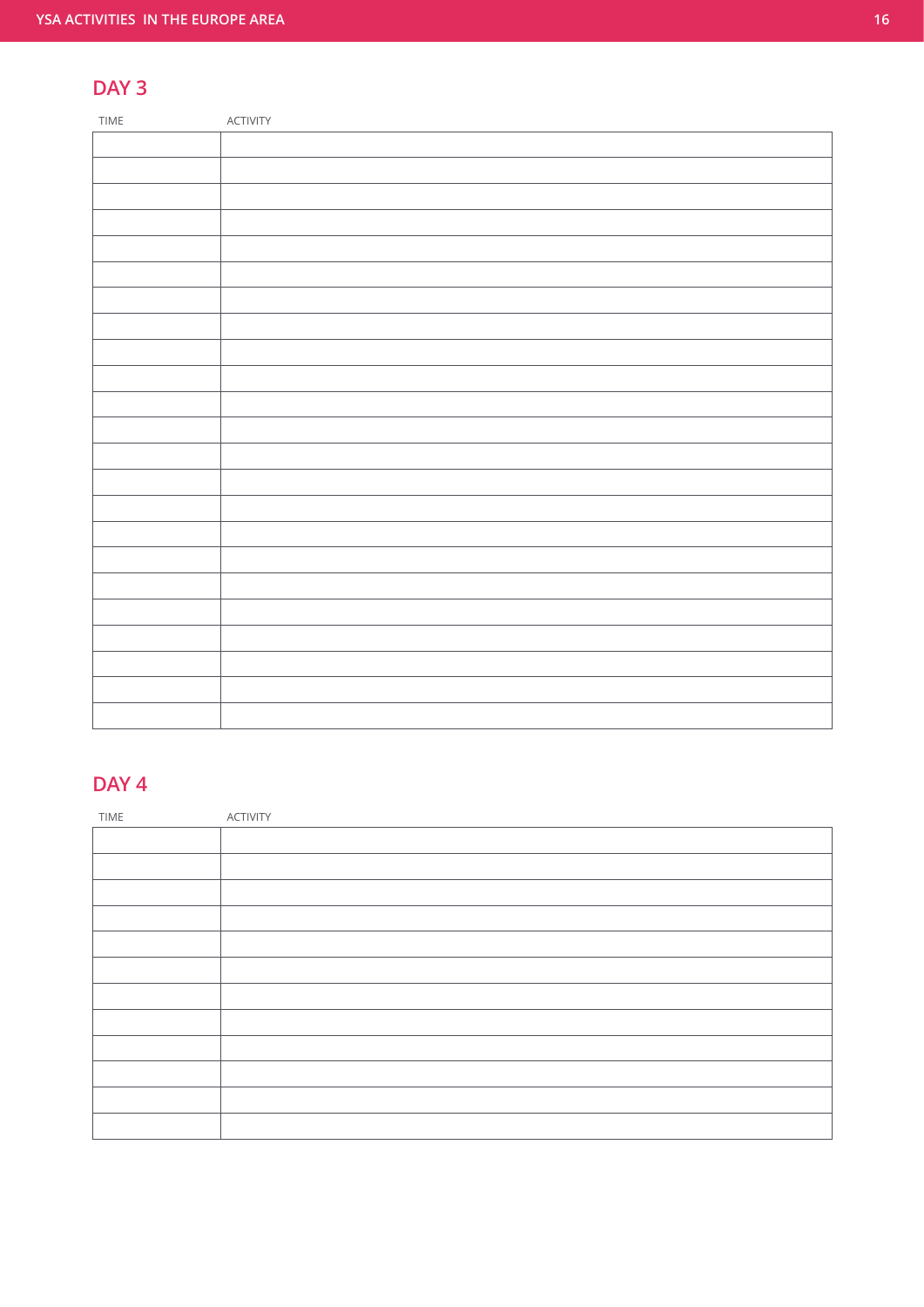## DAY 3

| TIME | ACTIVITY |
|---|---|
| | |
| | |
| | |
| | |
| | |
| | |
| | |
| | |
| | |
| | |
| | |
| | |
| | |
| | |
| | |
| | |
| | |
| | |
| | |
| | |
| | |
| | |
| | |

## DAY 4

| TIME | ACTIVITY |
|---|---|
| | |
| | |
| | |
| | |
| | |
| | |
| | |
| | |
| | |
| | |
| | |
| | |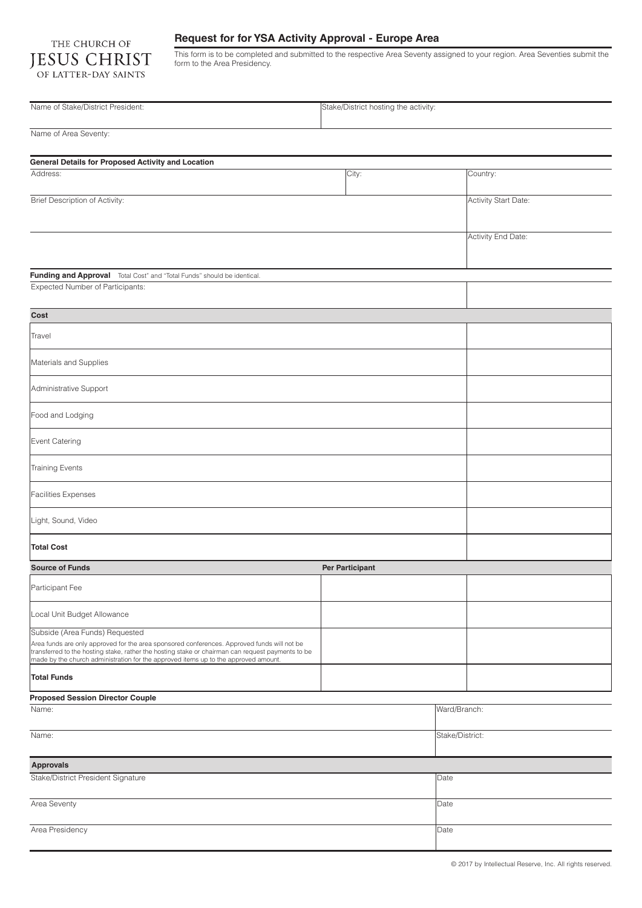THE CHURCH OF
JESUS CHRIST
OF LATTER-DAY SAINTS

## Request for for YSA Activity Approval - Europe Area

This form is to be completed and submitted to the respective Area Seventy assigned to your region. Area Seventies submit the form to the Area Presidency.

| | |
|---|---|
| Name of Stake/District President: | Stake/District hosting the activity: |
| Name of Area Seventy: | |

**General Details for Proposed Activity and Location**

| | | |
|---|---|---|
| Address: | City: | Country: |
| Brief Description of Activity: | | Activity Start Date: |
| | | Activity End Date: |

**Funding and Approval** Total Cost" and "Total Funds" should be identical.

| | |
|---|---|
| Expected Number of Participants: | |
| **Cost** | |
| Travel | |
| Materials and Supplies | |
| Administrative Support | |
| Food and Lodging | |
| Event Catering | |
| Training Events | |
| Facilities Expenses | |
| Light, Sound, Video | |
| **Total Cost** | |

| **Source of Funds** | **Per Participant** | |
|---|---|---|
| Participant Fee | | |
| Local Unit Budget Allowance | | |
| Subside (Area Funds) Requested<br>Area funds are only approved for the area sponsored conferences. Approved funds will not be transferred to the hosting stake, rather the hosting stake or chairman can request payments to be made by the church administration for the approved items up to the approved amount. | | |
| **Total Funds** | | |

**Proposed Session Director Couple**

| | |
|---|---|
| Name: | Ward/Branch: |
| Name: | Stake/District: |

**Approvals**

| | |
|---|---|
| Stake/District President Signature | Date |
| Area Seventy | Date |
| Area Presidency | Date |

© 2017 by Intellectual Reserve, Inc. All rights reserved.